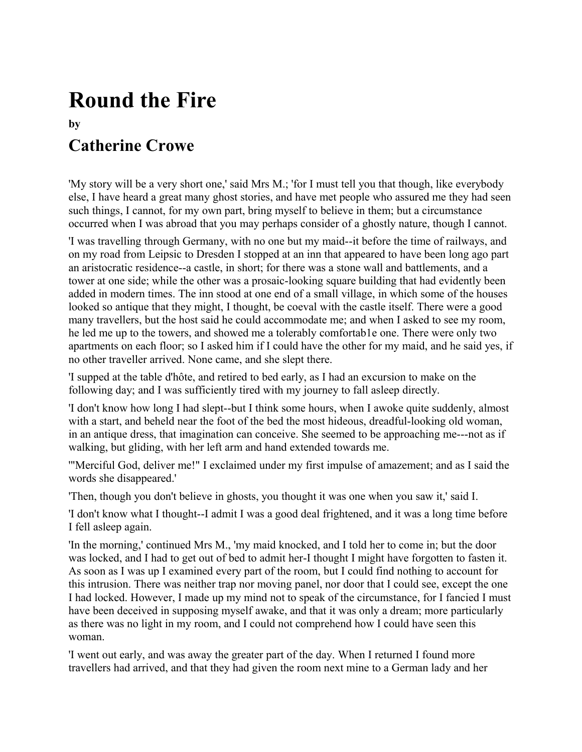# Round the Fire

**by**

## Catherine Crowe

'My story will be a very short one,' said Mrs M.; 'for I must tell you that though, like everybody else, I have heard a great many ghost stories, and have met people who assured me they had seen such things, I cannot, for my own part, bring myself to believe in them; but a circumstance occurred when I was abroad that you may perhaps consider of a ghostly nature, though I cannot.

'I was travelling through Germany, with no one but my maid--it before the time of railways, and on my road from Leipsic to Dresden I stopped at an inn that appeared to have been long ago part an aristocratic residence--a castle, in short; for there was a stone wall and battlements, and a tower at one side; while the other was a prosaic-looking square building that had evidently been added in modern times. The inn stood at one end of a small village, in which some of the houses looked so antique that they might, I thought, be coeval with the castle itself. There were a good many travellers, but the host said he could accommodate me; and when I asked to see my room, he led me up to the towers, and showed me a tolerably comfortab1e one. There were only two apartments on each floor; so I asked him if I could have the other for my maid, and he said yes, if no other traveller arrived. None came, and she slept there.

'I supped at the table d'hôte, and retired to bed early, as I had an excursion to make on the following day; and I was sufficiently tired with my journey to fall asleep directly.

'I don't know how long I had slept--but I think some hours, when I awoke quite suddenly, almost with a start, and beheld near the foot of the bed the most hideous, dreadful-looking old woman, in an antique dress, that imagination can conceive. She seemed to be approaching me---not as if walking, but gliding, with her left arm and hand extended towards me.

'"Merciful God, deliver me!" I exclaimed under my first impulse of amazement; and as I said the words she disappeared.'

'Then, though you don't believe in ghosts, you thought it was one when you saw it,' said I.

'I don't know what I thought--I admit I was a good deal frightened, and it was a long time before I fell asleep again.

'In the morning,' continued Mrs M., 'my maid knocked, and I told her to come in; but the door was locked, and I had to get out of bed to admit her-I thought I might have forgotten to fasten it. As soon as I was up I examined every part of the room, but I could find nothing to account for this intrusion. There was neither trap nor moving panel, nor door that I could see, except the one I had locked. However, I made up my mind not to speak of the circumstance, for I fancied I must have been deceived in supposing myself awake, and that it was only a dream; more particularly as there was no light in my room, and I could not comprehend how I could have seen this woman.

'I went out early, and was away the greater part of the day. When I returned I found more travellers had arrived, and that they had given the room next mine to a German lady and her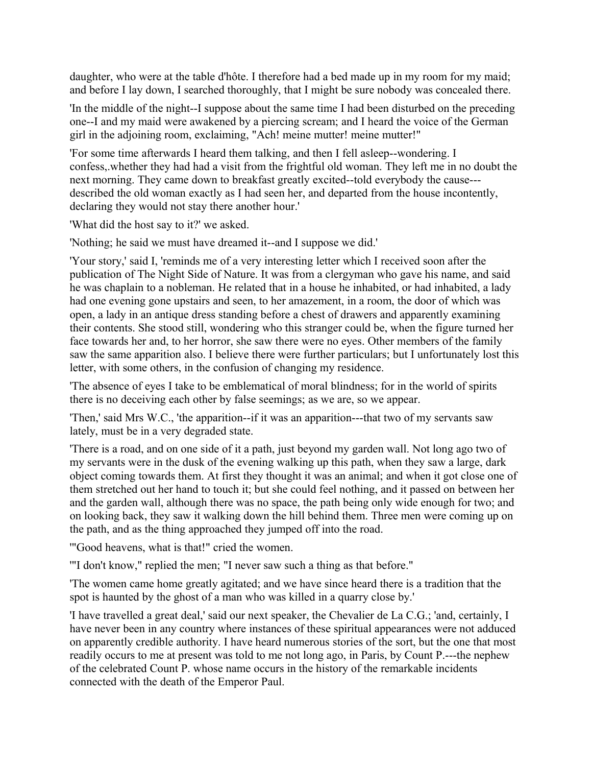daughter, who were at the table d'hôte. I therefore had a bed made up in my room for my maid; and before I lay down, I searched thoroughly, that I might be sure nobody was concealed there.

'In the middle of the night--I suppose about the same time I had been disturbed on the preceding one--I and my maid were awakened by a piercing scream; and I heard the voice of the German girl in the adjoining room, exclaiming, "Ach! meine mutter! meine mutter!"

'For some time afterwards I heard them talking, and then I fell asleep--wondering. I confess,.whether they had had a visit from the frightful old woman. They left me in no doubt the next morning. They came down to breakfast greatly excited--told everybody the cause---described the old woman exactly as I had seen her, and departed from the house incontently, declaring they would not stay there another hour.'

'What did the host say to it?' we asked.

'Nothing; he said we must have dreamed it--and I suppose we did.'

'Your story,' said I, 'reminds me of a very interesting letter which I received soon after the publication of The Night Side of Nature. It was from a clergyman who gave his name, and said he was chaplain to a nobleman. He related that in a house he inhabited, or had inhabited, a lady had one evening gone upstairs and seen, to her amazement, in a room, the door of which was open, a lady in an antique dress standing before a chest of drawers and apparently examining their contents. She stood still, wondering who this stranger could be, when the figure turned her face towards her and, to her horror, she saw there were no eyes. Other members of the family saw the same apparition also. I believe there were further particulars; but I unfortunately lost this letter, with some others, in the confusion of changing my residence.

'The absence of eyes I take to be emblematical of moral blindness; for in the world of spirits there is no deceiving each other by false seemings; as we are, so we appear.

'Then,' said Mrs W.C., 'the apparition--if it was an apparition---that two of my servants saw lately, must be in a very degraded state.

'There is a road, and on one side of it a path, just beyond my garden wall. Not long ago two of my servants were in the dusk of the evening walking up this path, when they saw a large, dark object coming towards them. At first they thought it was an animal; and when it got close one of them stretched out her hand to touch it; but she could feel nothing, and it passed on between her and the garden wall, although there was no space, the path being only wide enough for two; and on looking back, they saw it walking down the hill behind them. Three men were coming up on the path, and as the thing approached they jumped off into the road.

'"Good heavens, what is that!" cried the women.

'"I don't know," replied the men; "I never saw such a thing as that before."

'The women came home greatly agitated; and we have since heard there is a tradition that the spot is haunted by the ghost of a man who was killed in a quarry close by.'

'I have travelled a great deal,' said our next speaker, the Chevalier de La C.G.; 'and, certainly, I have never been in any country where instances of these spiritual appearances were not adduced on apparently credible authority. I have heard numerous stories of the sort, but the one that most readily occurs to me at present was told to me not long ago, in Paris, by Count P.---the nephew of the celebrated Count P. whose name occurs in the history of the remarkable incidents connected with the death of the Emperor Paul.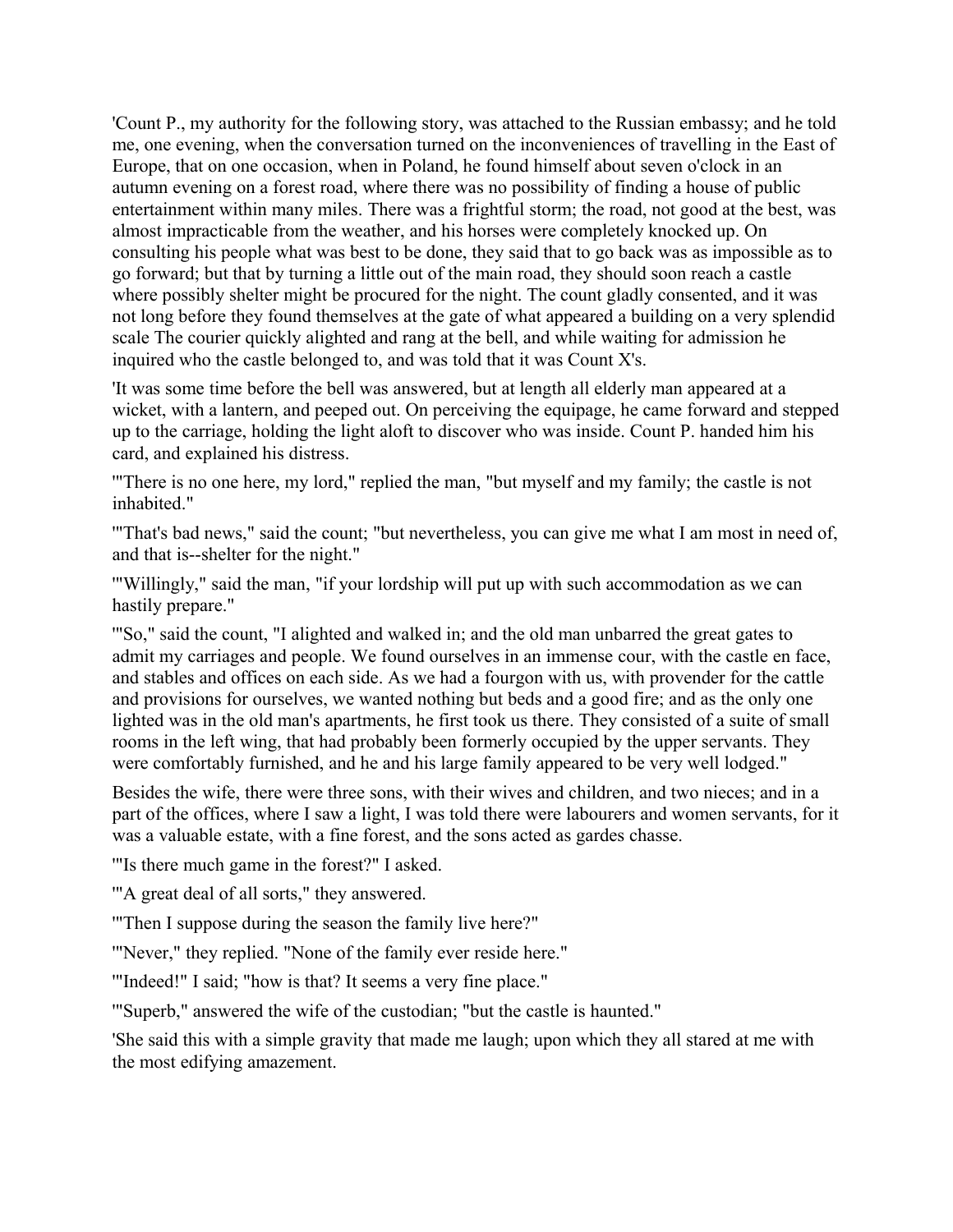'Count P., my authority for the following story, was attached to the Russian embassy; and he told me, one evening, when the conversation turned on the inconveniences of travelling in the East of Europe, that on one occasion, when in Poland, he found himself about seven o'clock in an autumn evening on a forest road, where there was no possibility of finding a house of public entertainment within many miles. There was a frightful storm; the road, not good at the best, was almost impracticable from the weather, and his horses were completely knocked up. On consulting his people what was best to be done, they said that to go back was as impossible as to go forward; but that by turning a little out of the main road, they should soon reach a castle where possibly shelter might be procured for the night. The count gladly consented, and it was not long before they found themselves at the gate of what appeared a building on a very splendid scale The courier quickly alighted and rang at the bell, and while waiting for admission he inquired who the castle belonged to, and was told that it was Count X's.

'It was some time before the bell was answered, but at length all elderly man appeared at a wicket, with a lantern, and peeped out. On perceiving the equipage, he came forward and stepped up to the carriage, holding the light aloft to discover who was inside. Count P. handed him his card, and explained his distress.

'"There is no one here, my lord," replied the man, "but myself and my family; the castle is not inhabited."

'"That's bad news," said the count; "but nevertheless, you can give me what I am most in need of, and that is--shelter for the night."

'"Willingly," said the man, "if your lordship will put up with such accommodation as we can hastily prepare."

'"So," said the count, "I alighted and walked in; and the old man unbarred the great gates to admit my carriages and people. We found ourselves in an immense cour, with the castle en face, and stables and offices on each side. As we had a fourgon with us, with provender for the cattle and provisions for ourselves, we wanted nothing but beds and a good fire; and as the only one lighted was in the old man's apartments, he first took us there. They consisted of a suite of small rooms in the left wing, that had probably been formerly occupied by the upper servants. They were comfortably furnished, and he and his large family appeared to be very well lodged."

Besides the wife, there were three sons, with their wives and children, and two nieces; and in a part of the offices, where I saw a light, I was told there were labourers and women servants, for it was a valuable estate, with a fine forest, and the sons acted as gardes chasse.

'"Is there much game in the forest?" I asked.

'"A great deal of all sorts," they answered.

'"Then I suppose during the season the family live here?"

'"Never," they replied. "None of the family ever reside here."

'"Indeed!" I said; "how is that? It seems a very fine place."

'"Superb," answered the wife of the custodian; "but the castle is haunted."

'She said this with a simple gravity that made me laugh; upon which they all stared at me with the most edifying amazement.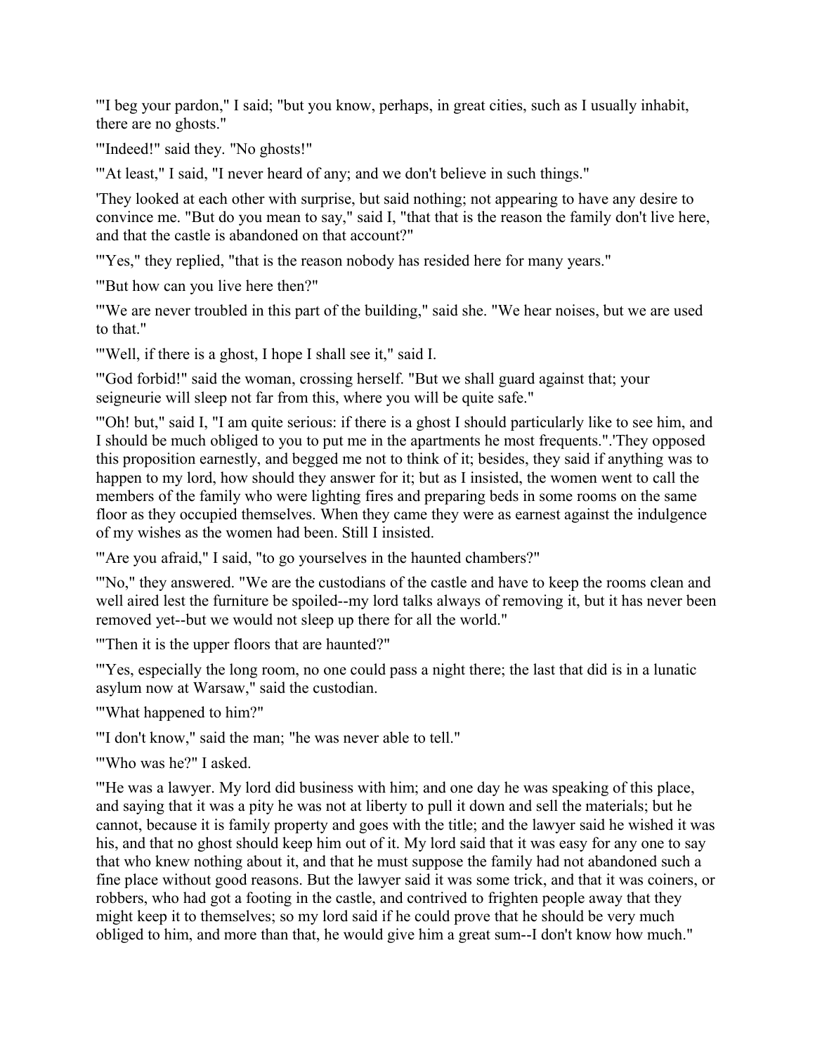'"I beg your pardon," I said; "but you know, perhaps, in great cities, such as I usually inhabit, there are no ghosts."

'"Indeed!" said they. "No ghosts!"

'"At least," I said, "I never heard of any; and we don't believe in such things."

'They looked at each other with surprise, but said nothing; not appearing to have any desire to convince me. "But do you mean to say," said I, "that that is the reason the family don't live here, and that the castle is abandoned on that account?"

'"Yes," they replied, "that is the reason nobody has resided here for many years."

'"But how can you live here then?"

'"We are never troubled in this part of the building," said she. "We hear noises, but we are used to that."

'"Well, if there is a ghost, I hope I shall see it," said I.

'"God forbid!" said the woman, crossing herself. "But we shall guard against that; your seigneurie will sleep not far from this, where you will be quite safe."

'"Oh! but," said I, "I am quite serious: if there is a ghost I should particularly like to see him, and I should be much obliged to you to put me in the apartments he most frequents.".'They opposed this proposition earnestly, and begged me not to think of it; besides, they said if anything was to happen to my lord, how should they answer for it; but as I insisted, the women went to call the members of the family who were lighting fires and preparing beds in some rooms on the same floor as they occupied themselves. When they came they were as earnest against the indulgence of my wishes as the women had been. Still I insisted.

'"Are you afraid," I said, "to go yourselves in the haunted chambers?"

'"No," they answered. "We are the custodians of the castle and have to keep the rooms clean and well aired lest the furniture be spoiled--my lord talks always of removing it, but it has never been removed yet--but we would not sleep up there for all the world."

'"Then it is the upper floors that are haunted?"

'"Yes, especially the long room, no one could pass a night there; the last that did is in a lunatic asylum now at Warsaw," said the custodian.

'"What happened to him?"

'"I don't know," said the man; "he was never able to tell."

'"Who was he?" I asked.

'"He was a lawyer. My lord did business with him; and one day he was speaking of this place, and saying that it was a pity he was not at liberty to pull it down and sell the materials; but he cannot, because it is family property and goes with the title; and the lawyer said he wished it was his, and that no ghost should keep him out of it. My lord said that it was easy for any one to say that who knew nothing about it, and that he must suppose the family had not abandoned such a fine place without good reasons. But the lawyer said it was some trick, and that it was coiners, or robbers, who had got a footing in the castle, and contrived to frighten people away that they might keep it to themselves; so my lord said if he could prove that he should be very much obliged to him, and more than that, he would give him a great sum--I don't know how much."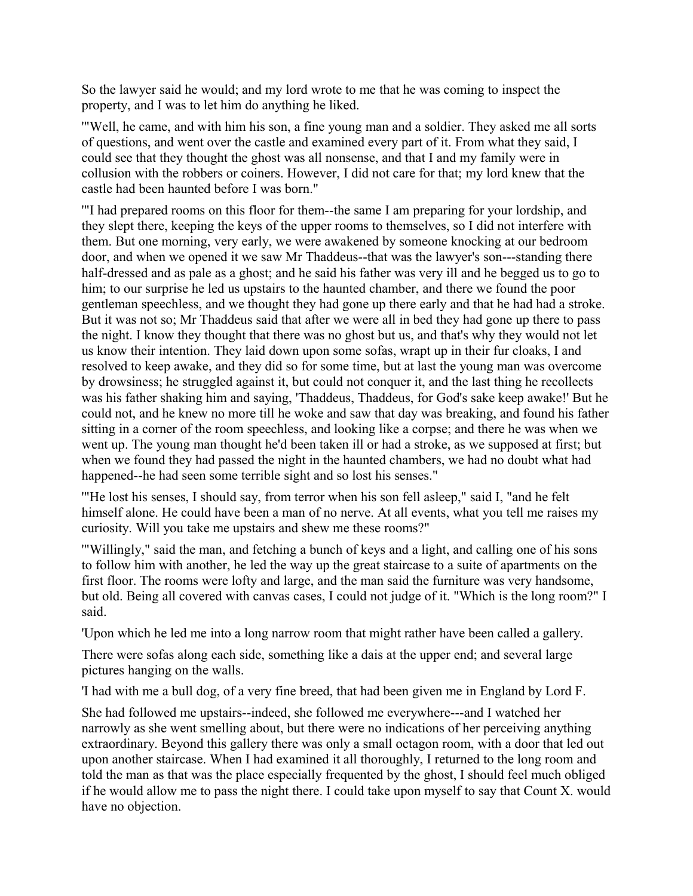So the lawyer said he would; and my lord wrote to me that he was coming to inspect the property, and I was to let him do anything he liked.

'"Well, he came, and with him his son, a fine young man and a soldier. They asked me all sorts of questions, and went over the castle and examined every part of it. From what they said, I could see that they thought the ghost was all nonsense, and that I and my family were in collusion with the robbers or coiners. However, I did not care for that; my lord knew that the castle had been haunted before I was born."

'"I had prepared rooms on this floor for them--the same I am preparing for your lordship, and they slept there, keeping the keys of the upper rooms to themselves, so I did not interfere with them. But one morning, very early, we were awakened by someone knocking at our bedroom door, and when we opened it we saw Mr Thaddeus--that was the lawyer's son---standing there half-dressed and as pale as a ghost; and he said his father was very ill and he begged us to go to him; to our surprise he led us upstairs to the haunted chamber, and there we found the poor gentleman speechless, and we thought they had gone up there early and that he had had a stroke. But it was not so; Mr Thaddeus said that after we were all in bed they had gone up there to pass the night. I know they thought that there was no ghost but us, and that's why they would not let us know their intention. They laid down upon some sofas, wrapt up in their fur cloaks, I and resolved to keep awake, and they did so for some time, but at last the young man was overcome by drowsiness; he struggled against it, but could not conquer it, and the last thing he recollects was his father shaking him and saying, 'Thaddeus, Thaddeus, for God's sake keep awake!' But he could not, and he knew no more till he woke and saw that day was breaking, and found his father sitting in a corner of the room speechless, and looking like a corpse; and there he was when we went up. The young man thought he'd been taken ill or had a stroke, as we supposed at first; but when we found they had passed the night in the haunted chambers, we had no doubt what had happened--he had seen some terrible sight and so lost his senses."

'"He lost his senses, I should say, from terror when his son fell asleep," said I, "and he felt himself alone. He could have been a man of no nerve. At all events, what you tell me raises my curiosity. Will you take me upstairs and shew me these rooms?"

'"Willingly," said the man, and fetching a bunch of keys and a light, and calling one of his sons to follow him with another, he led the way up the great staircase to a suite of apartments on the first floor. The rooms were lofty and large, and the man said the furniture was very handsome, but old. Being all covered with canvas cases, I could not judge of it. "Which is the long room?" I said.

'Upon which he led me into a long narrow room that might rather have been called a gallery.

There were sofas along each side, something like a dais at the upper end; and several large pictures hanging on the walls.

'I had with me a bull dog, of a very fine breed, that had been given me in England by Lord F.

She had followed me upstairs--indeed, she followed me everywhere---and I watched her narrowly as she went smelling about, but there were no indications of her perceiving anything extraordinary. Beyond this gallery there was only a small octagon room, with a door that led out upon another staircase. When I had examined it all thoroughly, I returned to the long room and told the man as that was the place especially frequented by the ghost, I should feel much obliged if he would allow me to pass the night there. I could take upon myself to say that Count X. would have no objection.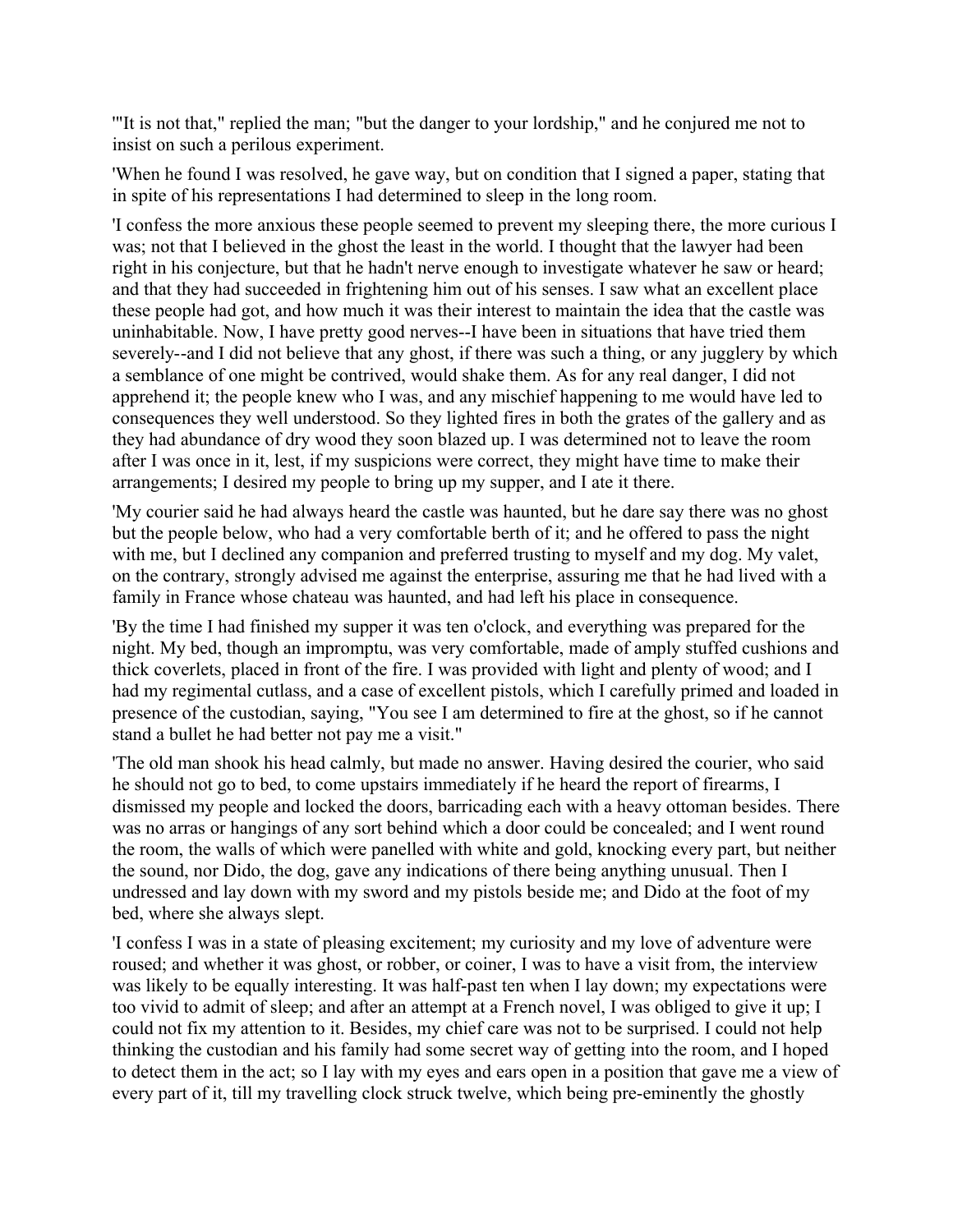'"It is not that," replied the man; "but the danger to your lordship," and he conjured me not to insist on such a perilous experiment.

'When he found I was resolved, he gave way, but on condition that I signed a paper, stating that in spite of his representations I had determined to sleep in the long room.

'I confess the more anxious these people seemed to prevent my sleeping there, the more curious I was; not that I believed in the ghost the least in the world. I thought that the lawyer had been right in his conjecture, but that he hadn't nerve enough to investigate whatever he saw or heard; and that they had succeeded in frightening him out of his senses. I saw what an excellent place these people had got, and how much it was their interest to maintain the idea that the castle was uninhabitable. Now, I have pretty good nerves--I have been in situations that have tried them severely--and I did not believe that any ghost, if there was such a thing, or any jugglery by which a semblance of one might be contrived, would shake them. As for any real danger, I did not apprehend it; the people knew who I was, and any mischief happening to me would have led to consequences they well understood. So they lighted fires in both the grates of the gallery and as they had abundance of dry wood they soon blazed up. I was determined not to leave the room after I was once in it, lest, if my suspicions were correct, they might have time to make their arrangements; I desired my people to bring up my supper, and I ate it there.

'My courier said he had always heard the castle was haunted, but he dare say there was no ghost but the people below, who had a very comfortable berth of it; and he offered to pass the night with me, but I declined any companion and preferred trusting to myself and my dog. My valet, on the contrary, strongly advised me against the enterprise, assuring me that he had lived with a family in France whose chateau was haunted, and had left his place in consequence.

'By the time I had finished my supper it was ten o'clock, and everything was prepared for the night. My bed, though an impromptu, was very comfortable, made of amply stuffed cushions and thick coverlets, placed in front of the fire. I was provided with light and plenty of wood; and I had my regimental cutlass, and a case of excellent pistols, which I carefully primed and loaded in presence of the custodian, saying, "You see I am determined to fire at the ghost, so if he cannot stand a bullet he had better not pay me a visit."

'The old man shook his head calmly, but made no answer. Having desired the courier, who said he should not go to bed, to come upstairs immediately if he heard the report of firearms, I dismissed my people and locked the doors, barricading each with a heavy ottoman besides. There was no arras or hangings of any sort behind which a door could be concealed; and I went round the room, the walls of which were panelled with white and gold, knocking every part, but neither the sound, nor Dido, the dog, gave any indications of there being anything unusual. Then I undressed and lay down with my sword and my pistols beside me; and Dido at the foot of my bed, where she always slept.

'I confess I was in a state of pleasing excitement; my curiosity and my love of adventure were roused; and whether it was ghost, or robber, or coiner, I was to have a visit from, the interview was likely to be equally interesting. It was half-past ten when I lay down; my expectations were too vivid to admit of sleep; and after an attempt at a French novel, I was obliged to give it up; I could not fix my attention to it. Besides, my chief care was not to be surprised. I could not help thinking the custodian and his family had some secret way of getting into the room, and I hoped to detect them in the act; so I lay with my eyes and ears open in a position that gave me a view of every part of it, till my travelling clock struck twelve, which being pre-eminently the ghostly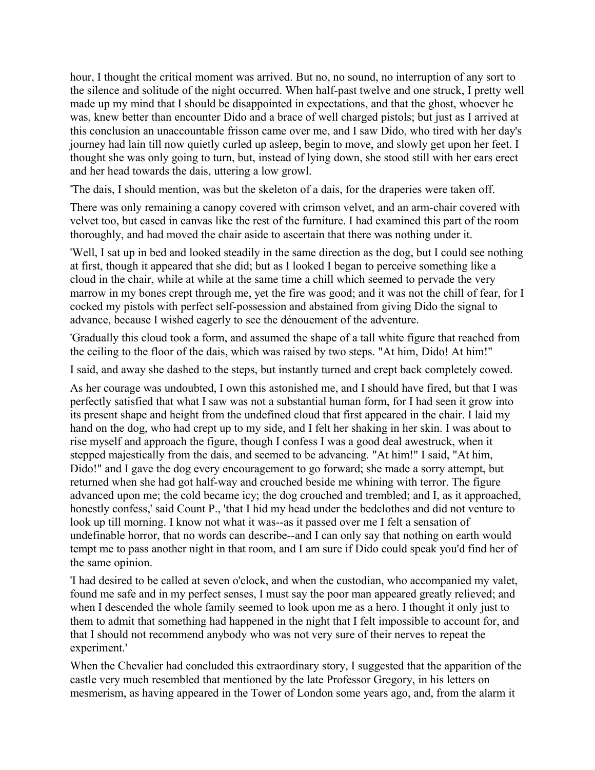hour, I thought the critical moment was arrived. But no, no sound, no interruption of any sort to the silence and solitude of the night occurred. When half-past twelve and one struck, I pretty well made up my mind that I should be disappointed in expectations, and that the ghost, whoever he was, knew better than encounter Dido and a brace of well charged pistols; but just as I arrived at this conclusion an unaccountable frisson came over me, and I saw Dido, who tired with her day's journey had lain till now quietly curled up asleep, begin to move, and slowly get upon her feet. I thought she was only going to turn, but, instead of lying down, she stood still with her ears erect and her head towards the dais, uttering a low growl.

'The dais, I should mention, was but the skeleton of a dais, for the draperies were taken off.

There was only remaining a canopy covered with crimson velvet, and an arm-chair covered with velvet too, but cased in canvas like the rest of the furniture. I had examined this part of the room thoroughly, and had moved the chair aside to ascertain that there was nothing under it.

'Well, I sat up in bed and looked steadily in the same direction as the dog, but I could see nothing at first, though it appeared that she did; but as I looked I began to perceive something like a cloud in the chair, while at while at the same time a chill which seemed to pervade the very marrow in my bones crept through me, yet the fire was good; and it was not the chill of fear, for I cocked my pistols with perfect self-possession and abstained from giving Dido the signal to advance, because I wished eagerly to see the dénouement of the adventure.

'Gradually this cloud took a form, and assumed the shape of a tall white figure that reached from the ceiling to the floor of the dais, which was raised by two steps. "At him, Dido! At him!"

I said, and away she dashed to the steps, but instantly turned and crept back completely cowed.

As her courage was undoubted, I own this astonished me, and I should have fired, but that I was perfectly satisfied that what I saw was not a substantial human form, for I had seen it grow into its present shape and height from the undefined cloud that first appeared in the chair. I laid my hand on the dog, who had crept up to my side, and I felt her shaking in her skin. I was about to rise myself and approach the figure, though I confess I was a good deal awestruck, when it stepped majestically from the dais, and seemed to be advancing. "At him!" I said, "At him, Dido!" and I gave the dog every encouragement to go forward; she made a sorry attempt, but returned when she had got half-way and crouched beside me whining with terror. The figure advanced upon me; the cold became icy; the dog crouched and trembled; and I, as it approached, honestly confess,' said Count P., 'that I hid my head under the bedclothes and did not venture to look up till morning. I know not what it was--as it passed over me I felt a sensation of undefinable horror, that no words can describe--and I can only say that nothing on earth would tempt me to pass another night in that room, and I am sure if Dido could speak you'd find her of the same opinion.

'I had desired to be called at seven o'clock, and when the custodian, who accompanied my valet, found me safe and in my perfect senses, I must say the poor man appeared greatly relieved; and when I descended the whole family seemed to look upon me as a hero. I thought it only just to them to admit that something had happened in the night that I felt impossible to account for, and that I should not recommend anybody who was not very sure of their nerves to repeat the experiment.'

When the Chevalier had concluded this extraordinary story, I suggested that the apparition of the castle very much resembled that mentioned by the late Professor Gregory, in his letters on mesmerism, as having appeared in the Tower of London some years ago, and, from the alarm it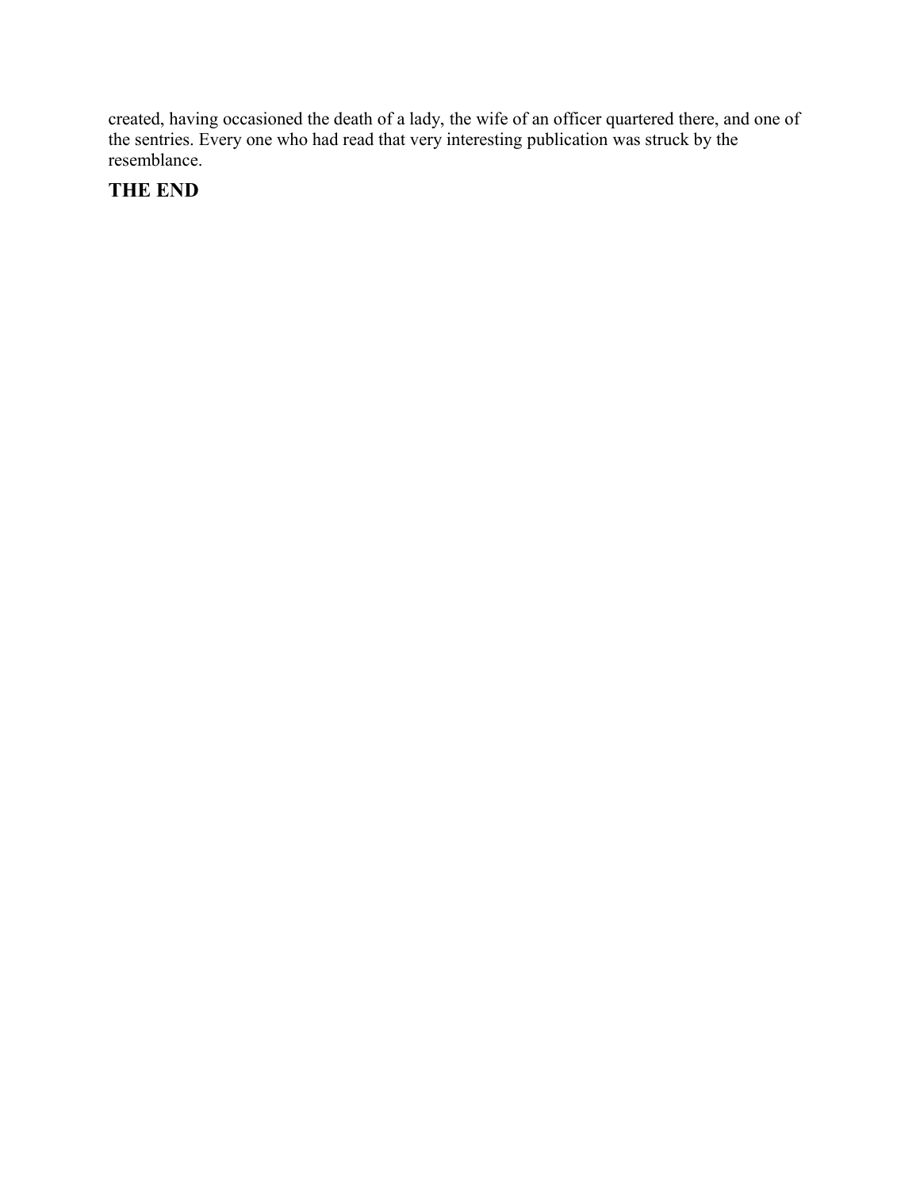created, having occasioned the death of a lady, the wife of an officer quartered there, and one of the sentries. Every one who had read that very interesting publication was struck by the resemblance.

## THE END